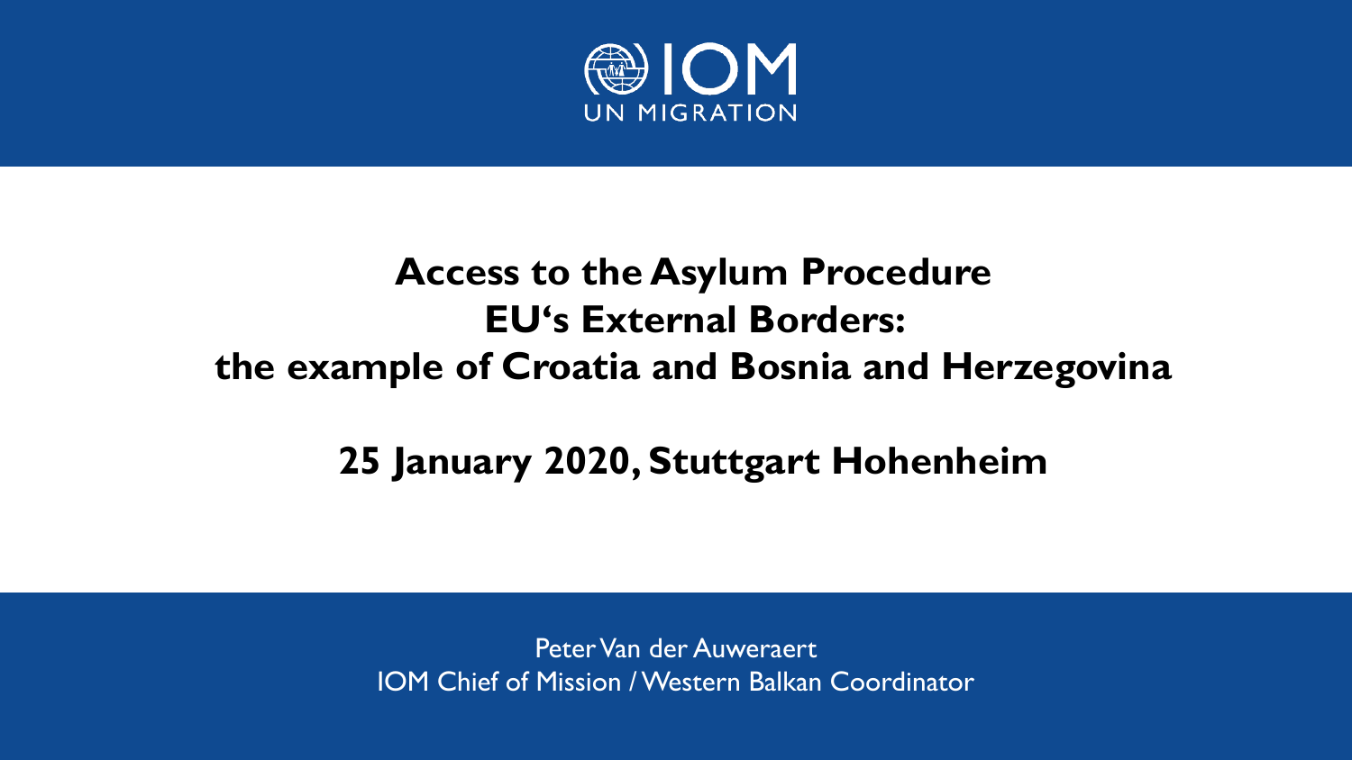IOM
UN MIGRATION

# Access to the Asylum Procedure EU‘s External Borders: the example of Croatia and Bosnia and Herzegovina

## 25 January 2020, Stuttgart Hohenheim

Peter Van der Auweraert
IOM Chief of Mission / Western Balkan Coordinator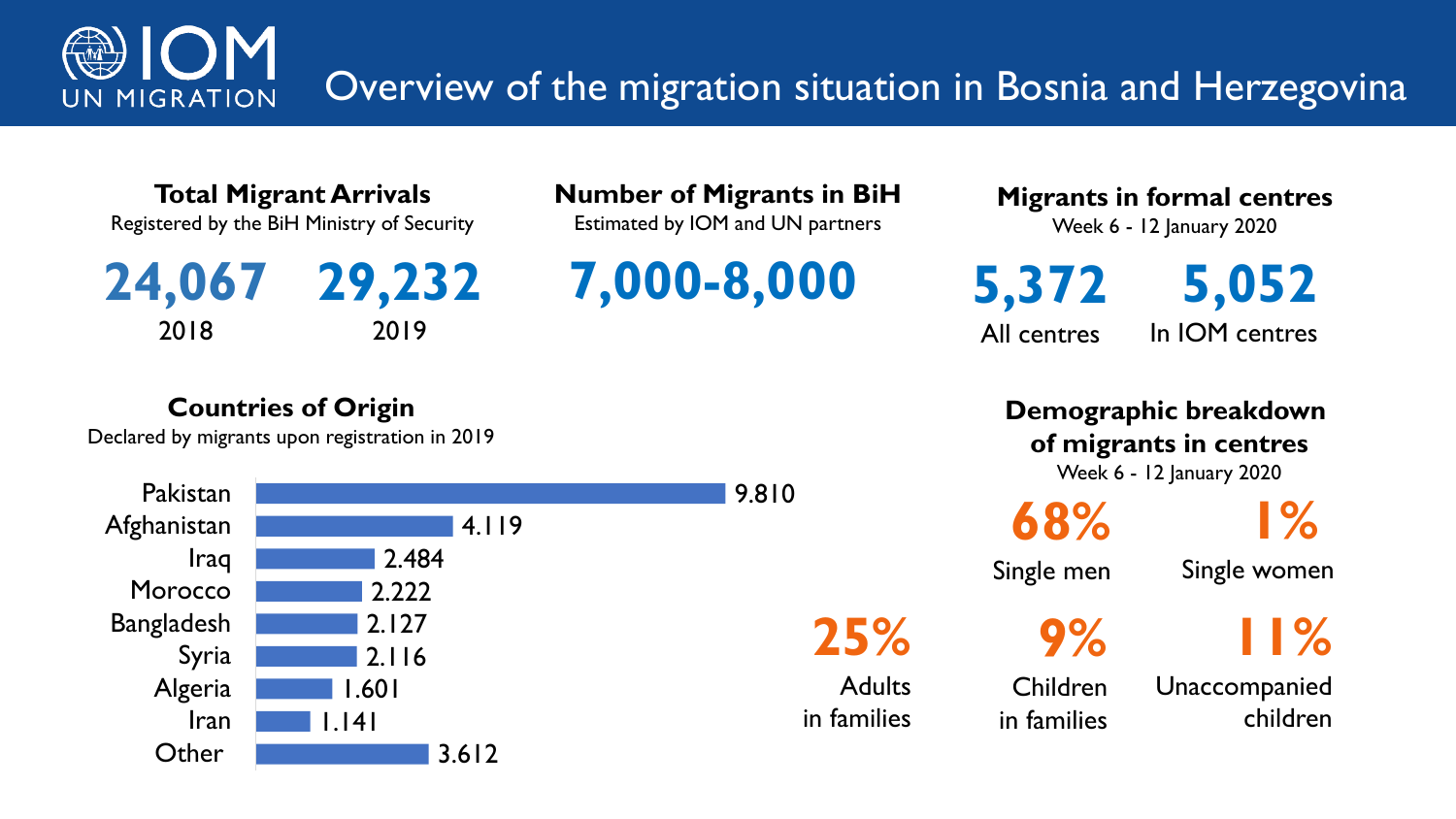# Overview of the migration situation in Bosnia and Herzegovina

## Total Migrant Arrivals

Registered by the BiH Ministry of Security

| 2018 | 2019 |
|---|---|
| **24,067** | **29,232** |

## Number of Migrants in BiH

Estimated by IOM and UN partners

**7,000-8,000**

## Migrants in formal centres

Week 6 - 12 January 2020

| All centres | In IOM centres |
|---|---|
| **5,372** | **5,052** |

## Countries of Origin

Declared by migrants upon registration in 2019

| Country | Number |
|---|---|
| Pakistan | 9.810 |
| Afghanistan | 4.119 |
| Iraq | 2.484 |
| Morocco | 2.222 |
| Bangladesh | 2.127 |
| Syria | 2.116 |
| Algeria | 1.601 |
| Iran | 1.141 |
| Other | 3.612 |

## Demographic breakdown of migrants in centres

Week 6 - 12 January 2020

| Category | Percentage |
|---|---|
| Single men | 68% |
| Single women | 1% |
| Adults in families | 25% |
| Children in families | 9% |
| Unaccompanied children | 11% |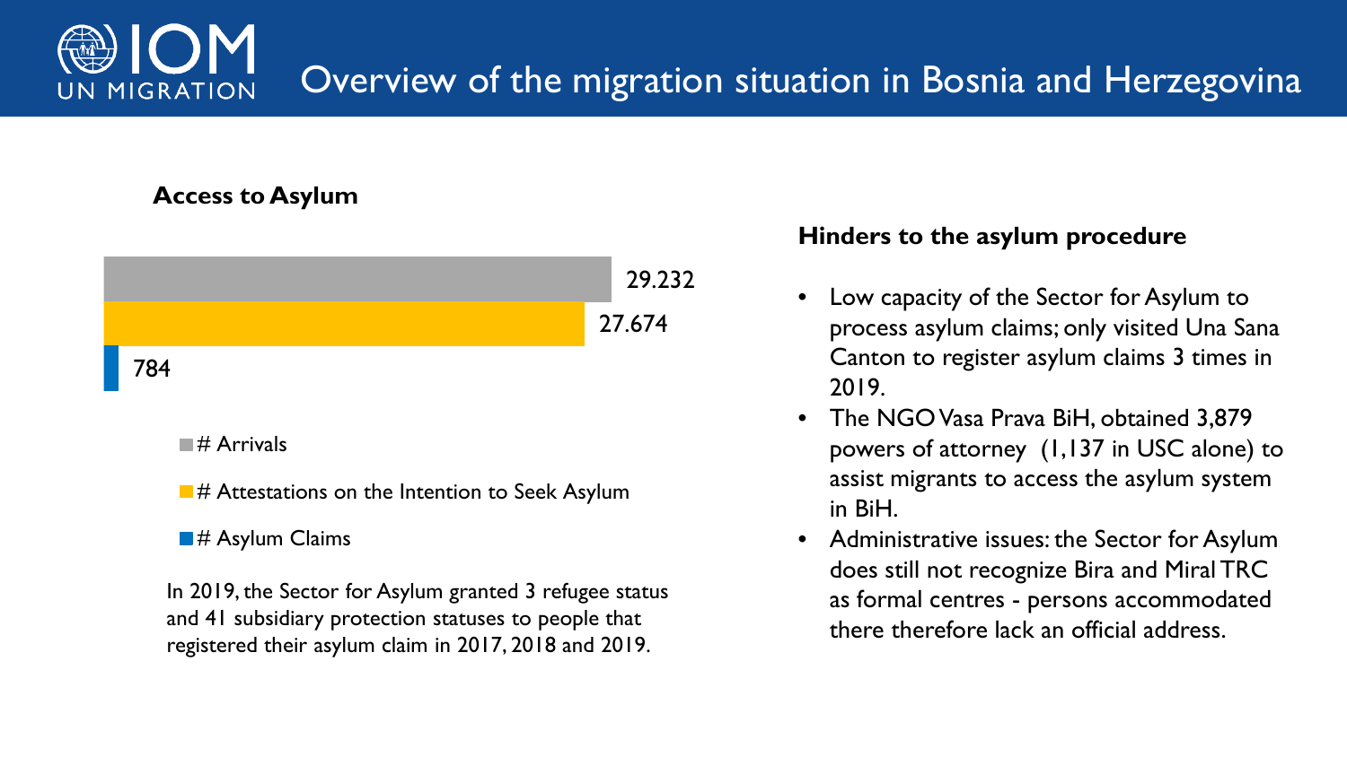# Overview of the migration situation in Bosnia and Herzegovina

## Access to Asylum

| Category | Value |
|---|---|
| # Arrivals | 29.232 |
| # Attestations on the Intention to Seek Asylum | 27.674 |
| # Asylum Claims | 784 |

In 2019, the Sector for Asylum granted 3 refugee status and 41 subsidiary protection statuses to people that registered their asylum claim in 2017, 2018 and 2019.

## Hinders to the asylum procedure

- Low capacity of the Sector for Asylum to process asylum claims; only visited Una Sana Canton to register asylum claims 3 times in 2019.
- The NGO Vasa Prava BiH, obtained 3,879 powers of attorney (1,137 in USC alone) to assist migrants to access the asylum system in BiH.
- Administrative issues: the Sector for Asylum does still not recognize Bira and Miral TRC as formal centres - persons accommodated there therefore lack an official address.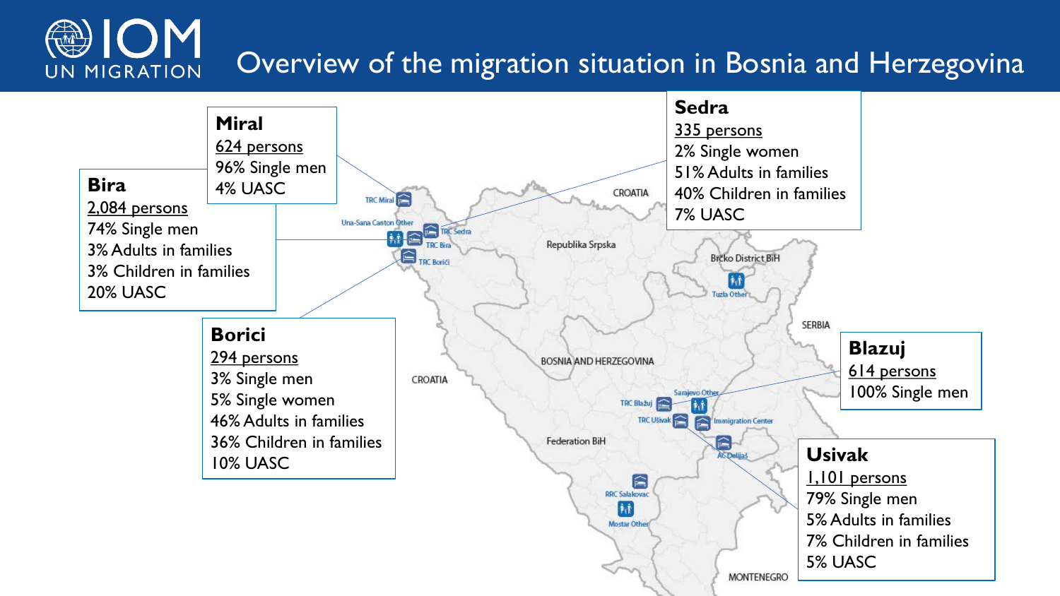# Overview of the migration situation in Bosnia and Herzegovina

**Miral**
624 persons
96% Single men
4% UASC

**Bira**
2,084 persons
74% Single men
3% Adults in families
3% Children in families
20% UASC

**Borici**
294 persons
3% Single men
5% Single women
46% Adults in families
36% Children in families
10% UASC

**Sedra**
335 persons
2% Single women
51% Adults in families
40% Children in families
7% UASC

**Blazuj**
614 persons
100% Single men

**Usivak**
1,101 persons
79% Single men
5% Adults in families
7% Children in families
5% UASC

TRC Miral · Una-Sana Canton Other · TRC Sedra · TRC Bira · TRC Borići · CROATIA · Republika Srpska · Brčko District BiH · Tuzla Other · SERBIA · BOSNIA AND HERZEGOVINA · CROATIA · Sarajevo Other · TRC Blažuj · TRC Ušivak · Immigration Center · AC Delijaš · Federation BiH · RRC Salakovac · Mostar Other · MONTENEGRO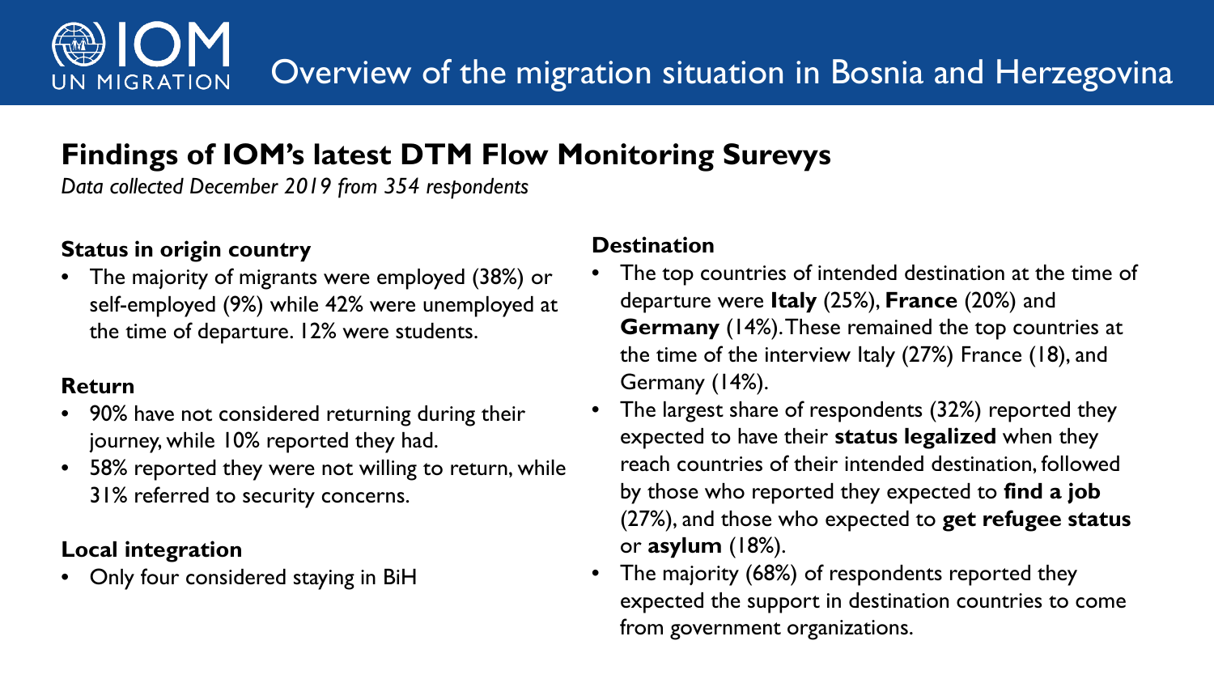# Overview of the migration situation in Bosnia and Herzegovina

## Findings of IOM's latest DTM Flow Monitoring Surevys

*Data collected December 2019 from 354 respondents*

### Status in origin country

- The majority of migrants were employed (38%) or self-employed (9%) while 42% were unemployed at the time of departure. 12% were students.

### Return

- 90% have not considered returning during their journey, while 10% reported they had.
- 58% reported they were not willing to return, while 31% referred to security concerns.

### Local integration

- Only four considered staying in BiH

### Destination

- The top countries of intended destination at the time of departure were **Italy** (25%), **France** (20%) and **Germany** (14%). These remained the top countries at the time of the interview Italy (27%) France (18), and Germany (14%).
- The largest share of respondents (32%) reported they expected to have their **status legalized** when they reach countries of their intended destination, followed by those who reported they expected to **find a job** (27%), and those who expected to **get refugee status** or **asylum** (18%).
- The majority (68%) of respondents reported they expected the support in destination countries to come from government organizations.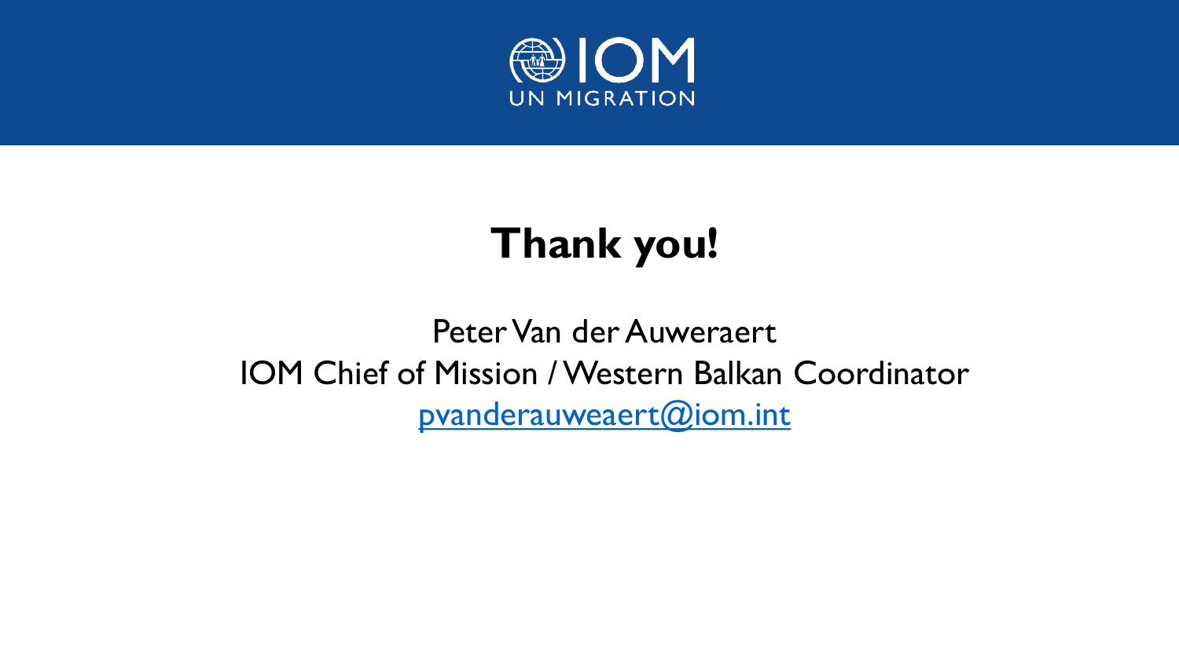IOM

UN MIGRATION

# Thank you!

Peter Van der Auweraert

IOM Chief of Mission / Western Balkan Coordinator

[pvanderauweaert@iom.int](mailto:pvanderauweaert@iom.int)